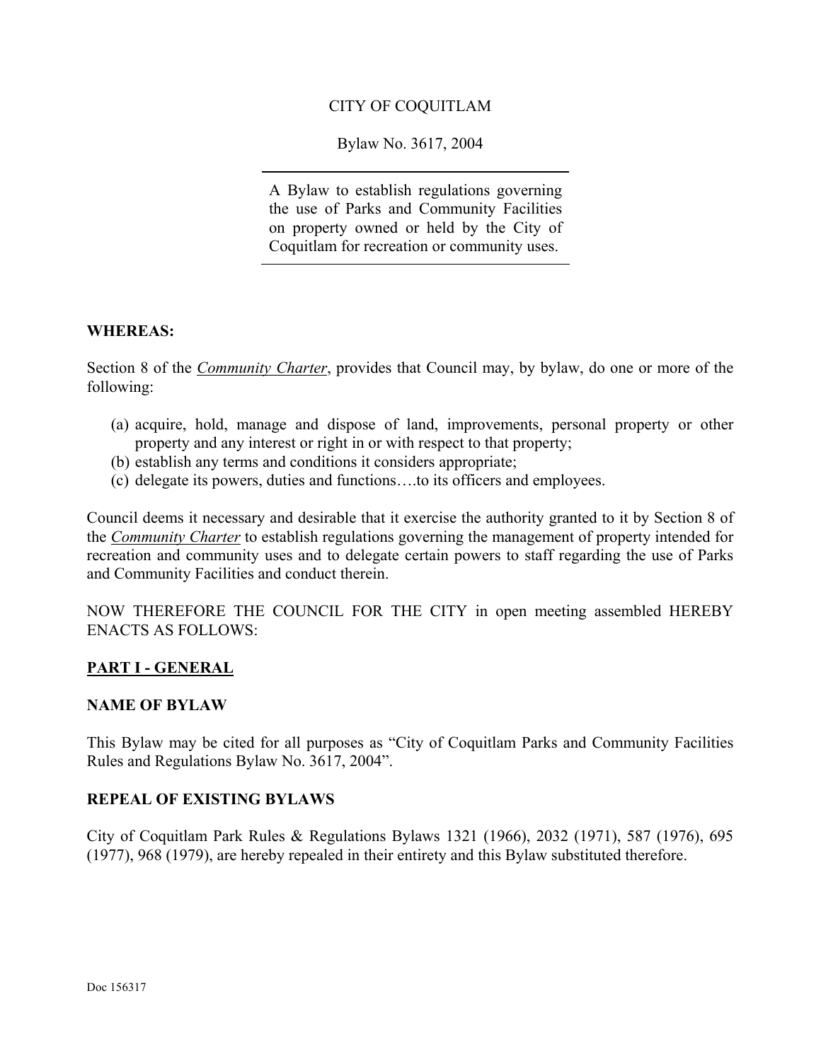CITY OF COQUITLAM

Bylaw No. 3617, 2004

A Bylaw to establish regulations governing the use of Parks and Community Facilities on property owned or held by the City of Coquitlam for recreation or community uses.

**WHEREAS:**

Section 8 of the ***Community Charter***, provides that Council may, by bylaw, do one or more of the following:

(a) acquire, hold, manage and dispose of land, improvements, personal property or other property and any interest or right in or with respect to that property;
(b) establish any terms and conditions it considers appropriate;
(c) delegate its powers, duties and functions….to its officers and employees.

Council deems it necessary and desirable that it exercise the authority granted to it by Section 8 of the ***Community Charter*** to establish regulations governing the management of property intended for recreation and community uses and to delegate certain powers to staff regarding the use of Parks and Community Facilities and conduct therein.

NOW THEREFORE THE COUNCIL FOR THE CITY in open meeting assembled HEREBY ENACTS AS FOLLOWS:

## PART I - GENERAL

### NAME OF BYLAW

This Bylaw may be cited for all purposes as "City of Coquitlam Parks and Community Facilities Rules and Regulations Bylaw No. 3617, 2004".

### REPEAL OF EXISTING BYLAWS

City of Coquitlam Park Rules & Regulations Bylaws 1321 (1966), 2032 (1971), 587 (1976), 695 (1977), 968 (1979), are hereby repealed in their entirety and this Bylaw substituted therefore.

Doc 156317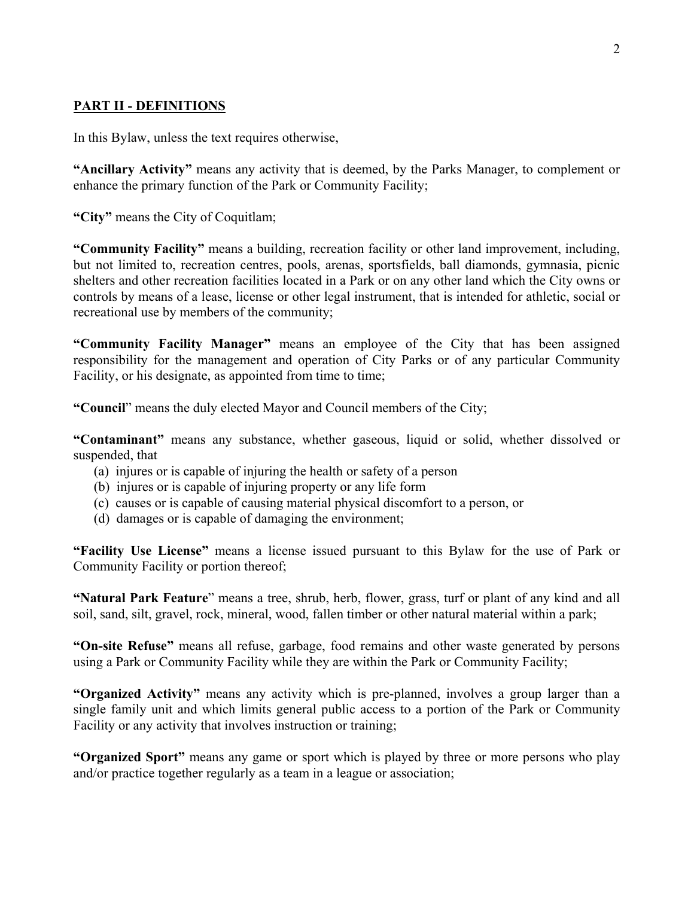## PART II - DEFINITIONS

In this Bylaw, unless the text requires otherwise,

**"Ancillary Activity"** means any activity that is deemed, by the Parks Manager, to complement or enhance the primary function of the Park or Community Facility;

**"City"** means the City of Coquitlam;

**"Community Facility"** means a building, recreation facility or other land improvement, including, but not limited to, recreation centres, pools, arenas, sportsfields, ball diamonds, gymnasia, picnic shelters and other recreation facilities located in a Park or on any other land which the City owns or controls by means of a lease, license or other legal instrument, that is intended for athletic, social or recreational use by members of the community;

**"Community Facility Manager"** means an employee of the City that has been assigned responsibility for the management and operation of City Parks or of any particular Community Facility, or his designate, as appointed from time to time;

**"Council"** means the duly elected Mayor and Council members of the City;

**"Contaminant"** means any substance, whether gaseous, liquid or solid, whether dissolved or suspended, that

(a) injures or is capable of injuring the health or safety of a person
(b) injures or is capable of injuring property or any life form
(c) causes or is capable of causing material physical discomfort to a person, or
(d) damages or is capable of damaging the environment;

**"Facility Use License"** means a license issued pursuant to this Bylaw for the use of Park or Community Facility or portion thereof;

**"Natural Park Feature"** means a tree, shrub, herb, flower, grass, turf or plant of any kind and all soil, sand, silt, gravel, rock, mineral, wood, fallen timber or other natural material within a park;

**"On-site Refuse"** means all refuse, garbage, food remains and other waste generated by persons using a Park or Community Facility while they are within the Park or Community Facility;

**"Organized Activity"** means any activity which is pre-planned, involves a group larger than a single family unit and which limits general public access to a portion of the Park or Community Facility or any activity that involves instruction or training;

**"Organized Sport"** means any game or sport which is played by three or more persons who play and/or practice together regularly as a team in a league or association;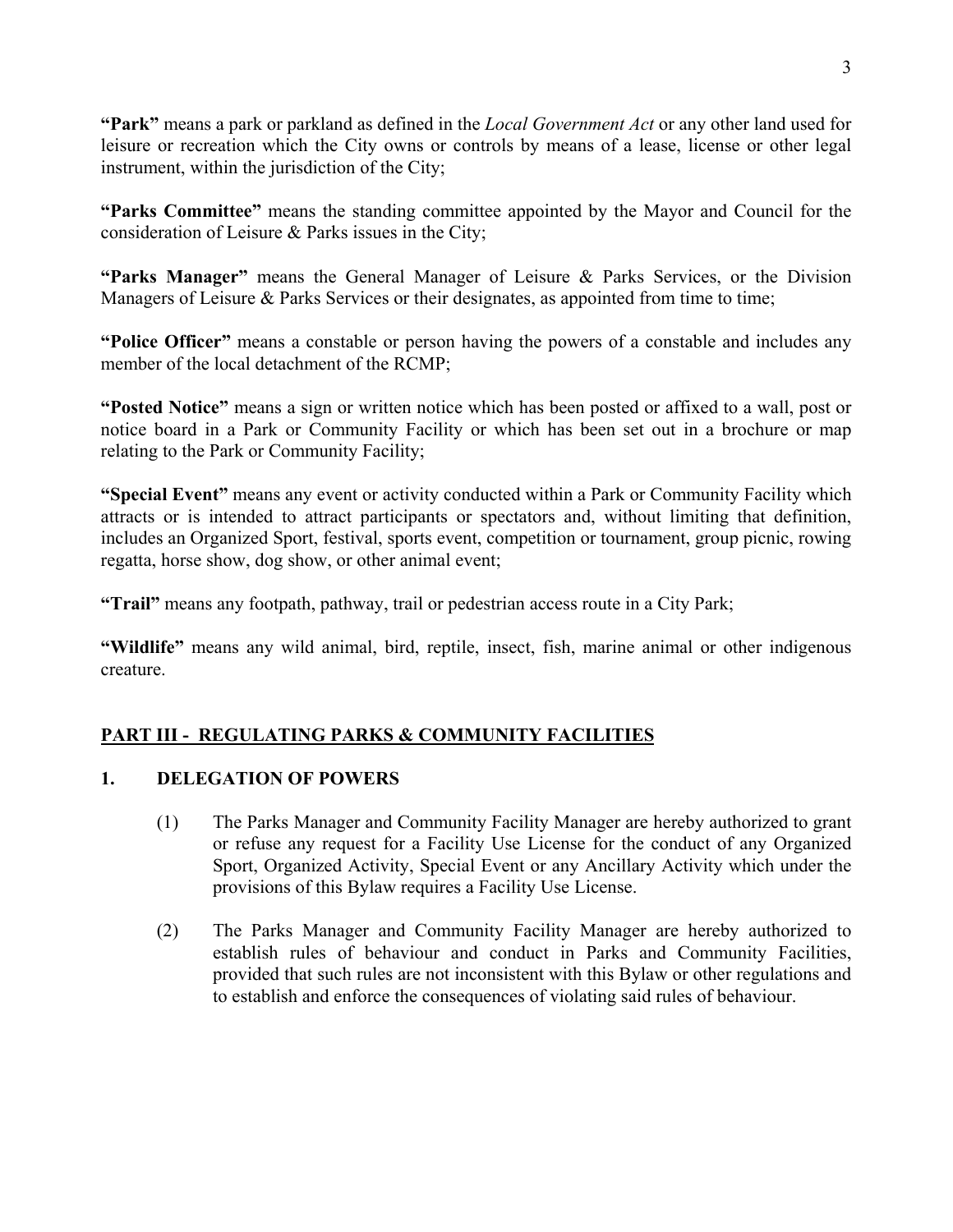**"Park"** means a park or parkland as defined in the *Local Government Act* or any other land used for leisure or recreation which the City owns or controls by means of a lease, license or other legal instrument, within the jurisdiction of the City;

**"Parks Committee"** means the standing committee appointed by the Mayor and Council for the consideration of Leisure & Parks issues in the City;

**"Parks Manager"** means the General Manager of Leisure & Parks Services, or the Division Managers of Leisure & Parks Services or their designates, as appointed from time to time;

**"Police Officer"** means a constable or person having the powers of a constable and includes any member of the local detachment of the RCMP;

**"Posted Notice"** means a sign or written notice which has been posted or affixed to a wall, post or notice board in a Park or Community Facility or which has been set out in a brochure or map relating to the Park or Community Facility;

**"Special Event"** means any event or activity conducted within a Park or Community Facility which attracts or is intended to attract participants or spectators and, without limiting that definition, includes an Organized Sport, festival, sports event, competition or tournament, group picnic, rowing regatta, horse show, dog show, or other animal event;

**"Trail"** means any footpath, pathway, trail or pedestrian access route in a City Park;

**"Wildlife"** means any wild animal, bird, reptile, insect, fish, marine animal or other indigenous creature.

## PART III - REGULATING PARKS & COMMUNITY FACILITIES

### 1. DELEGATION OF POWERS

(1) The Parks Manager and Community Facility Manager are hereby authorized to grant or refuse any request for a Facility Use License for the conduct of any Organized Sport, Organized Activity, Special Event or any Ancillary Activity which under the provisions of this Bylaw requires a Facility Use License.

(2) The Parks Manager and Community Facility Manager are hereby authorized to establish rules of behaviour and conduct in Parks and Community Facilities, provided that such rules are not inconsistent with this Bylaw or other regulations and to establish and enforce the consequences of violating said rules of behaviour.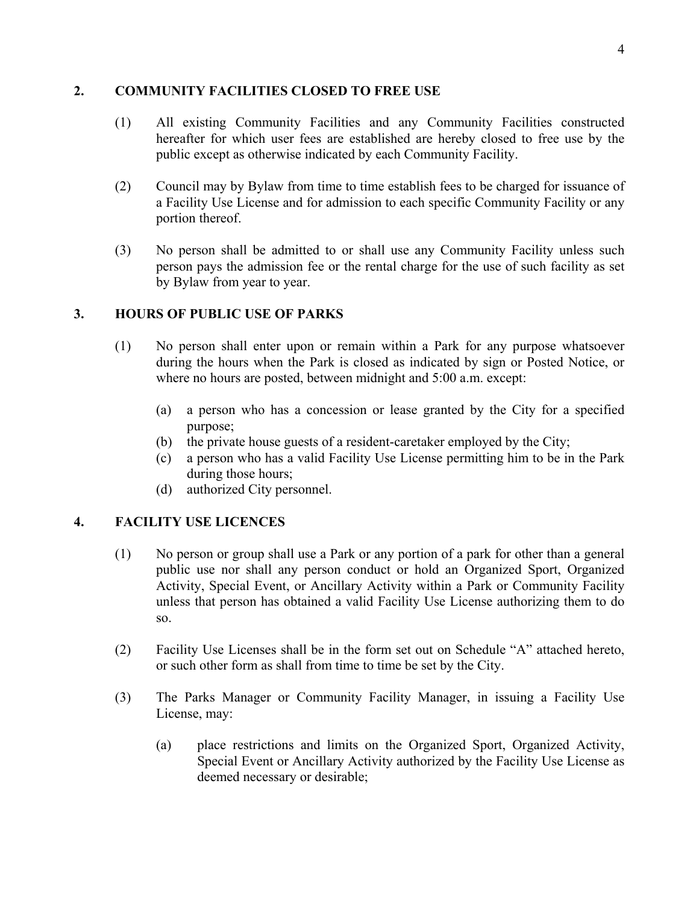## 2. COMMUNITY FACILITIES CLOSED TO FREE USE

(1) All existing Community Facilities and any Community Facilities constructed hereafter for which user fees are established are hereby closed to free use by the public except as otherwise indicated by each Community Facility.

(2) Council may by Bylaw from time to time establish fees to be charged for issuance of a Facility Use License and for admission to each specific Community Facility or any portion thereof.

(3) No person shall be admitted to or shall use any Community Facility unless such person pays the admission fee or the rental charge for the use of such facility as set by Bylaw from year to year.

## 3. HOURS OF PUBLIC USE OF PARKS

(1) No person shall enter upon or remain within a Park for any purpose whatsoever during the hours when the Park is closed as indicated by sign or Posted Notice, or where no hours are posted, between midnight and 5:00 a.m. except:

(a) a person who has a concession or lease granted by the City for a specified purpose;
(b) the private house guests of a resident-caretaker employed by the City;
(c) a person who has a valid Facility Use License permitting him to be in the Park during those hours;
(d) authorized City personnel.

## 4. FACILITY USE LICENCES

(1) No person or group shall use a Park or any portion of a park for other than a general public use nor shall any person conduct or hold an Organized Sport, Organized Activity, Special Event, or Ancillary Activity within a Park or Community Facility unless that person has obtained a valid Facility Use License authorizing them to do so.

(2) Facility Use Licenses shall be in the form set out on Schedule "A" attached hereto, or such other form as shall from time to time be set by the City.

(3) The Parks Manager or Community Facility Manager, in issuing a Facility Use License, may:

(a) place restrictions and limits on the Organized Sport, Organized Activity, Special Event or Ancillary Activity authorized by the Facility Use License as deemed necessary or desirable;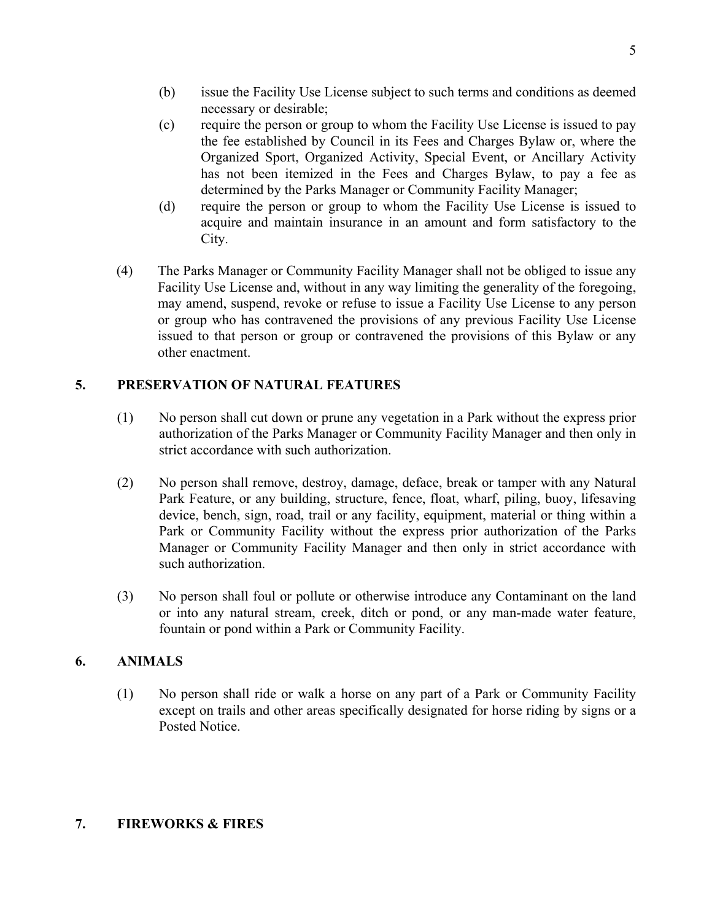(b) issue the Facility Use License subject to such terms and conditions as deemed necessary or desirable;

(c) require the person or group to whom the Facility Use License is issued to pay the fee established by Council in its Fees and Charges Bylaw or, where the Organized Sport, Organized Activity, Special Event, or Ancillary Activity has not been itemized in the Fees and Charges Bylaw, to pay a fee as determined by the Parks Manager or Community Facility Manager;

(d) require the person or group to whom the Facility Use License is issued to acquire and maintain insurance in an amount and form satisfactory to the City.

(4) The Parks Manager or Community Facility Manager shall not be obliged to issue any Facility Use License and, without in any way limiting the generality of the foregoing, may amend, suspend, revoke or refuse to issue a Facility Use License to any person or group who has contravened the provisions of any previous Facility Use License issued to that person or group or contravened the provisions of this Bylaw or any other enactment.

## 5. PRESERVATION OF NATURAL FEATURES

(1) No person shall cut down or prune any vegetation in a Park without the express prior authorization of the Parks Manager or Community Facility Manager and then only in strict accordance with such authorization.

(2) No person shall remove, destroy, damage, deface, break or tamper with any Natural Park Feature, or any building, structure, fence, float, wharf, piling, buoy, lifesaving device, bench, sign, road, trail or any facility, equipment, material or thing within a Park or Community Facility without the express prior authorization of the Parks Manager or Community Facility Manager and then only in strict accordance with such authorization.

(3) No person shall foul or pollute or otherwise introduce any Contaminant on the land or into any natural stream, creek, ditch or pond, or any man-made water feature, fountain or pond within a Park or Community Facility.

## 6. ANIMALS

(1) No person shall ride or walk a horse on any part of a Park or Community Facility except on trails and other areas specifically designated for horse riding by signs or a Posted Notice.

## 7. FIREWORKS & FIRES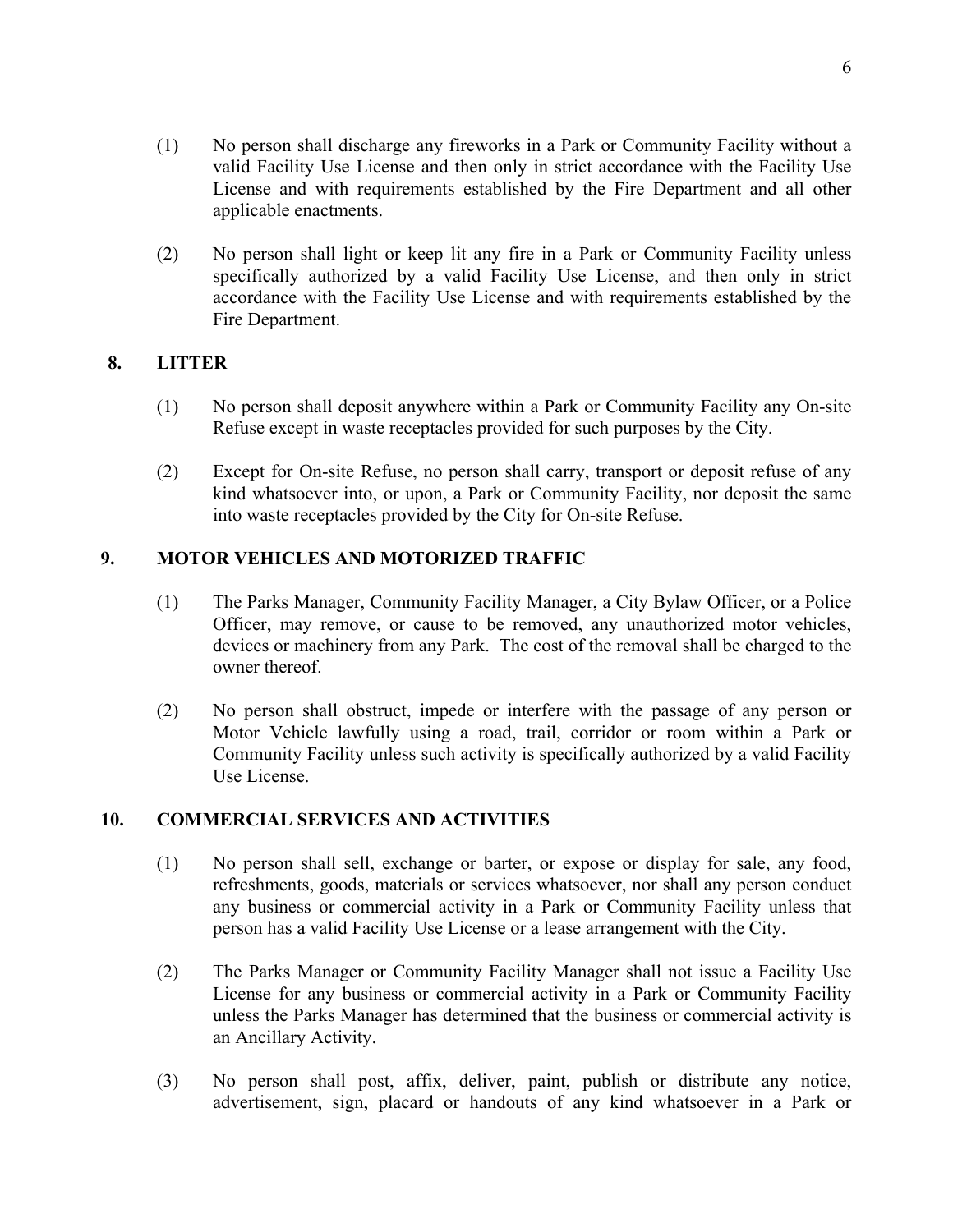(1) No person shall discharge any fireworks in a Park or Community Facility without a valid Facility Use License and then only in strict accordance with the Facility Use License and with requirements established by the Fire Department and all other applicable enactments.

(2) No person shall light or keep lit any fire in a Park or Community Facility unless specifically authorized by a valid Facility Use License, and then only in strict accordance with the Facility Use License and with requirements established by the Fire Department.

## 8. LITTER

(1) No person shall deposit anywhere within a Park or Community Facility any On-site Refuse except in waste receptacles provided for such purposes by the City.

(2) Except for On-site Refuse, no person shall carry, transport or deposit refuse of any kind whatsoever into, or upon, a Park or Community Facility, nor deposit the same into waste receptacles provided by the City for On-site Refuse.

## 9. MOTOR VEHICLES AND MOTORIZED TRAFFIC

(1) The Parks Manager, Community Facility Manager, a City Bylaw Officer, or a Police Officer, may remove, or cause to be removed, any unauthorized motor vehicles, devices or machinery from any Park. The cost of the removal shall be charged to the owner thereof.

(2) No person shall obstruct, impede or interfere with the passage of any person or Motor Vehicle lawfully using a road, trail, corridor or room within a Park or Community Facility unless such activity is specifically authorized by a valid Facility Use License.

## 10. COMMERCIAL SERVICES AND ACTIVITIES

(1) No person shall sell, exchange or barter, or expose or display for sale, any food, refreshments, goods, materials or services whatsoever, nor shall any person conduct any business or commercial activity in a Park or Community Facility unless that person has a valid Facility Use License or a lease arrangement with the City.

(2) The Parks Manager or Community Facility Manager shall not issue a Facility Use License for any business or commercial activity in a Park or Community Facility unless the Parks Manager has determined that the business or commercial activity is an Ancillary Activity.

(3) No person shall post, affix, deliver, paint, publish or distribute any notice, advertisement, sign, placard or handouts of any kind whatsoever in a Park or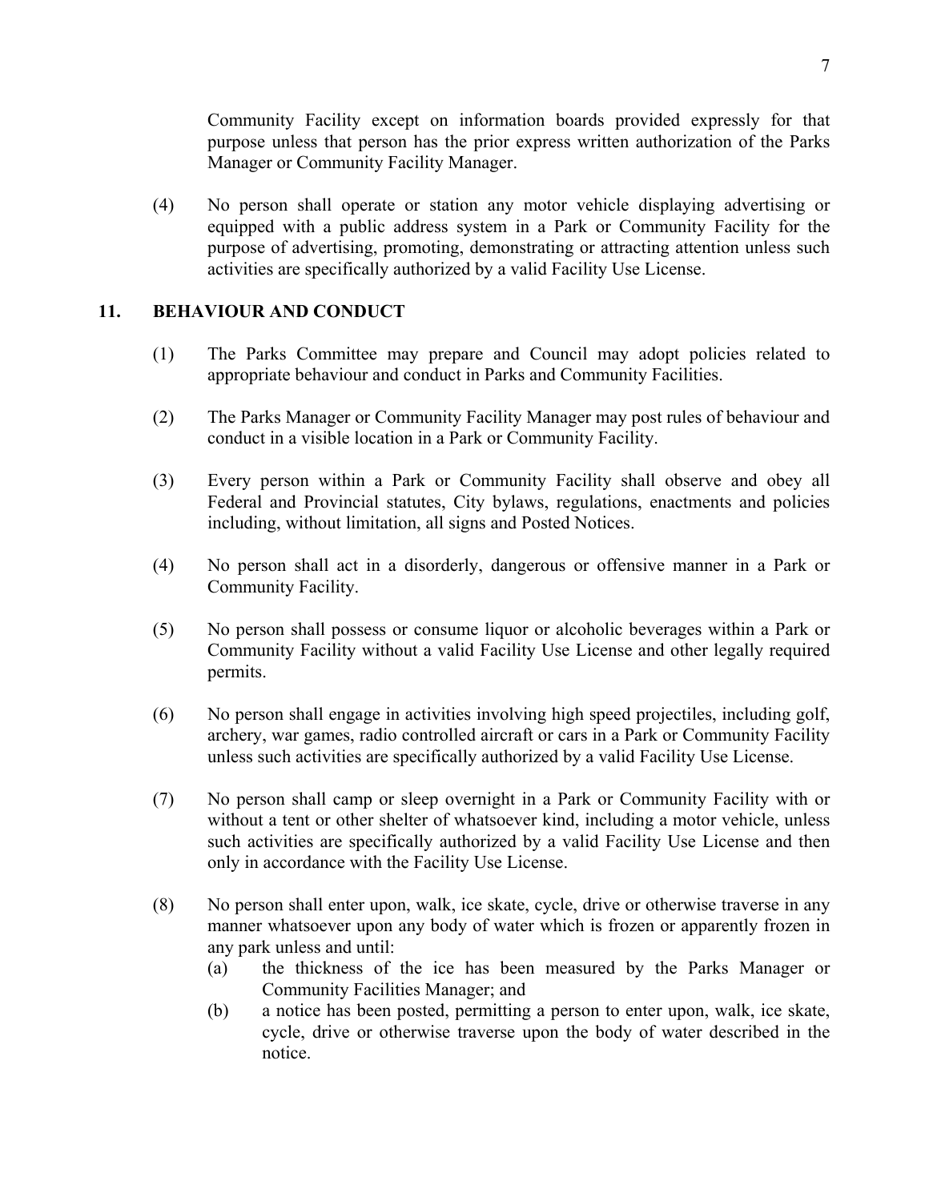Community Facility except on information boards provided expressly for that purpose unless that person has the prior express written authorization of the Parks Manager or Community Facility Manager.

(4) No person shall operate or station any motor vehicle displaying advertising or equipped with a public address system in a Park or Community Facility for the purpose of advertising, promoting, demonstrating or attracting attention unless such activities are specifically authorized by a valid Facility Use License.

## 11. BEHAVIOUR AND CONDUCT

(1) The Parks Committee may prepare and Council may adopt policies related to appropriate behaviour and conduct in Parks and Community Facilities.

(2) The Parks Manager or Community Facility Manager may post rules of behaviour and conduct in a visible location in a Park or Community Facility.

(3) Every person within a Park or Community Facility shall observe and obey all Federal and Provincial statutes, City bylaws, regulations, enactments and policies including, without limitation, all signs and Posted Notices.

(4) No person shall act in a disorderly, dangerous or offensive manner in a Park or Community Facility.

(5) No person shall possess or consume liquor or alcoholic beverages within a Park or Community Facility without a valid Facility Use License and other legally required permits.

(6) No person shall engage in activities involving high speed projectiles, including golf, archery, war games, radio controlled aircraft or cars in a Park or Community Facility unless such activities are specifically authorized by a valid Facility Use License.

(7) No person shall camp or sleep overnight in a Park or Community Facility with or without a tent or other shelter of whatsoever kind, including a motor vehicle, unless such activities are specifically authorized by a valid Facility Use License and then only in accordance with the Facility Use License.

(8) No person shall enter upon, walk, ice skate, cycle, drive or otherwise traverse in any manner whatsoever upon any body of water which is frozen or apparently frozen in any park unless and until:

   (a) the thickness of the ice has been measured by the Parks Manager or Community Facilities Manager; and

   (b) a notice has been posted, permitting a person to enter upon, walk, ice skate, cycle, drive or otherwise traverse upon the body of water described in the notice.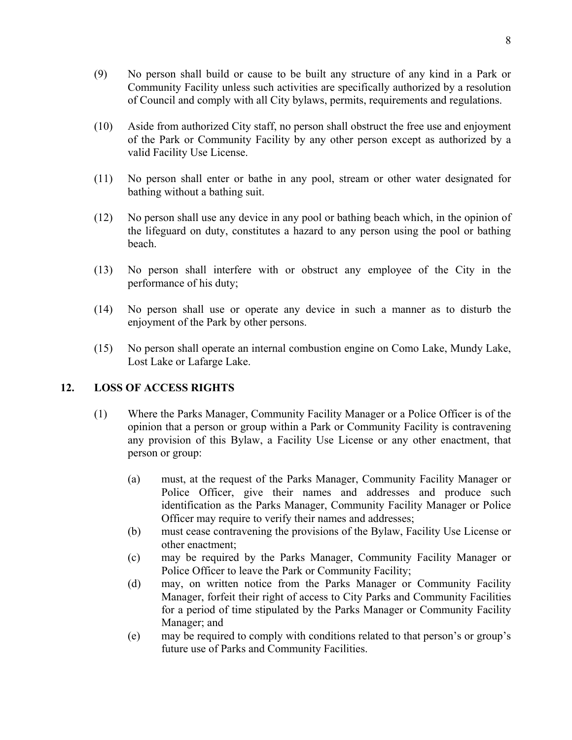(9) No person shall build or cause to be built any structure of any kind in a Park or Community Facility unless such activities are specifically authorized by a resolution of Council and comply with all City bylaws, permits, requirements and regulations.

(10) Aside from authorized City staff, no person shall obstruct the free use and enjoyment of the Park or Community Facility by any other person except as authorized by a valid Facility Use License.

(11) No person shall enter or bathe in any pool, stream or other water designated for bathing without a bathing suit.

(12) No person shall use any device in any pool or bathing beach which, in the opinion of the lifeguard on duty, constitutes a hazard to any person using the pool or bathing beach.

(13) No person shall interfere with or obstruct any employee of the City in the performance of his duty;

(14) No person shall use or operate any device in such a manner as to disturb the enjoyment of the Park by other persons.

(15) No person shall operate an internal combustion engine on Como Lake, Mundy Lake, Lost Lake or Lafarge Lake.

## 12. LOSS OF ACCESS RIGHTS

(1) Where the Parks Manager, Community Facility Manager or a Police Officer is of the opinion that a person or group within a Park or Community Facility is contravening any provision of this Bylaw, a Facility Use License or any other enactment, that person or group:

- (a) must, at the request of the Parks Manager, Community Facility Manager or Police Officer, give their names and addresses and produce such identification as the Parks Manager, Community Facility Manager or Police Officer may require to verify their names and addresses;
- (b) must cease contravening the provisions of the Bylaw, Facility Use License or other enactment;
- (c) may be required by the Parks Manager, Community Facility Manager or Police Officer to leave the Park or Community Facility;
- (d) may, on written notice from the Parks Manager or Community Facility Manager, forfeit their right of access to City Parks and Community Facilities for a period of time stipulated by the Parks Manager or Community Facility Manager; and
- (e) may be required to comply with conditions related to that person's or group's future use of Parks and Community Facilities.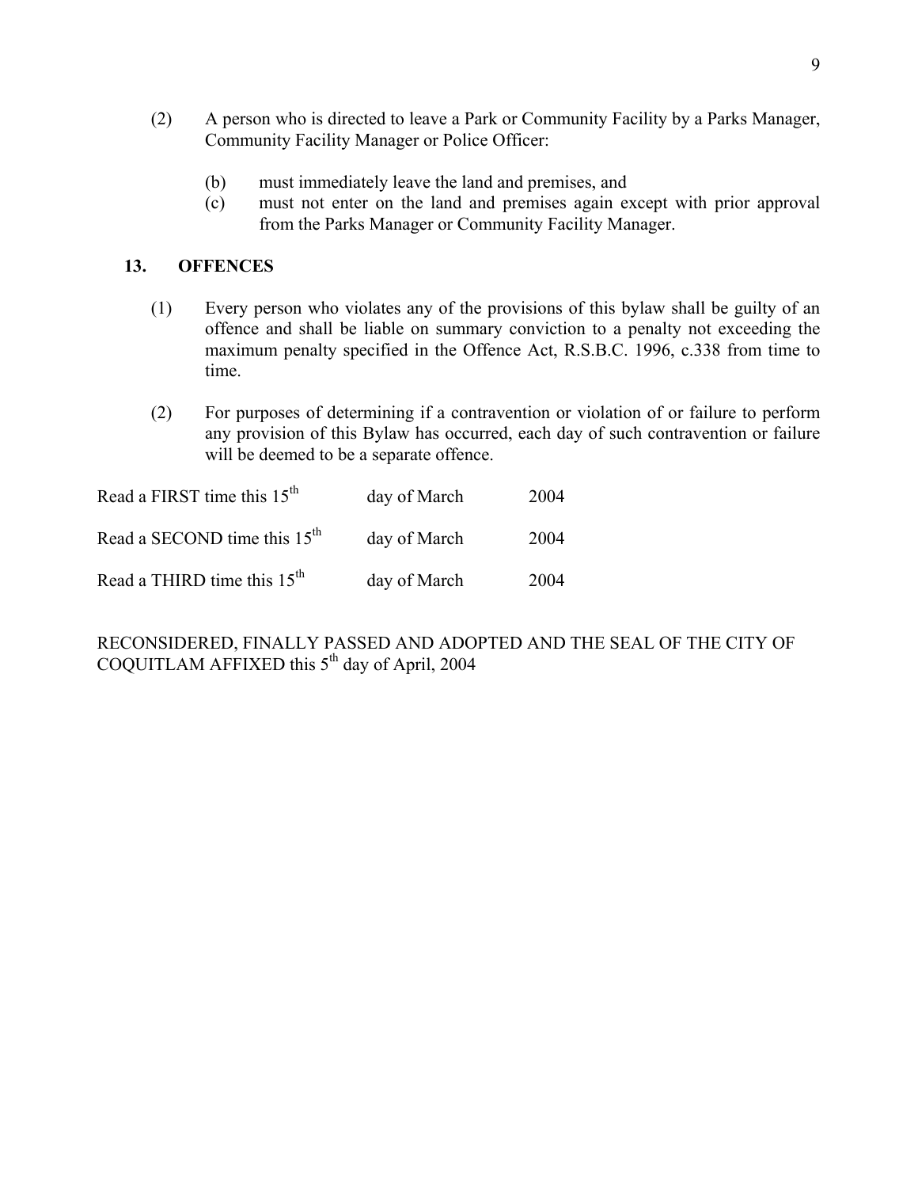(2) A person who is directed to leave a Park or Community Facility by a Parks Manager, Community Facility Manager or Police Officer:

  (b) must immediately leave the land and premises, and
  (c) must not enter on the land and premises again except with prior approval from the Parks Manager or Community Facility Manager.

## 13. OFFENCES

(1) Every person who violates any of the provisions of this bylaw shall be guilty of an offence and shall be liable on summary conviction to a penalty not exceeding the maximum penalty specified in the Offence Act, R.S.B.C. 1996, c.338 from time to time.

(2) For purposes of determining if a contravention or violation of or failure to perform any provision of this Bylaw has occurred, each day of such contravention or failure will be deemed to be a separate offence.

| | | |
|---|---|---|
| Read a FIRST time this 15th | day of March | 2004 |
| Read a SECOND time this 15th | day of March | 2004 |
| Read a THIRD time this 15th | day of March | 2004 |

RECONSIDERED, FINALLY PASSED AND ADOPTED AND THE SEAL OF THE CITY OF COQUITLAM AFFIXED this 5th day of April, 2004